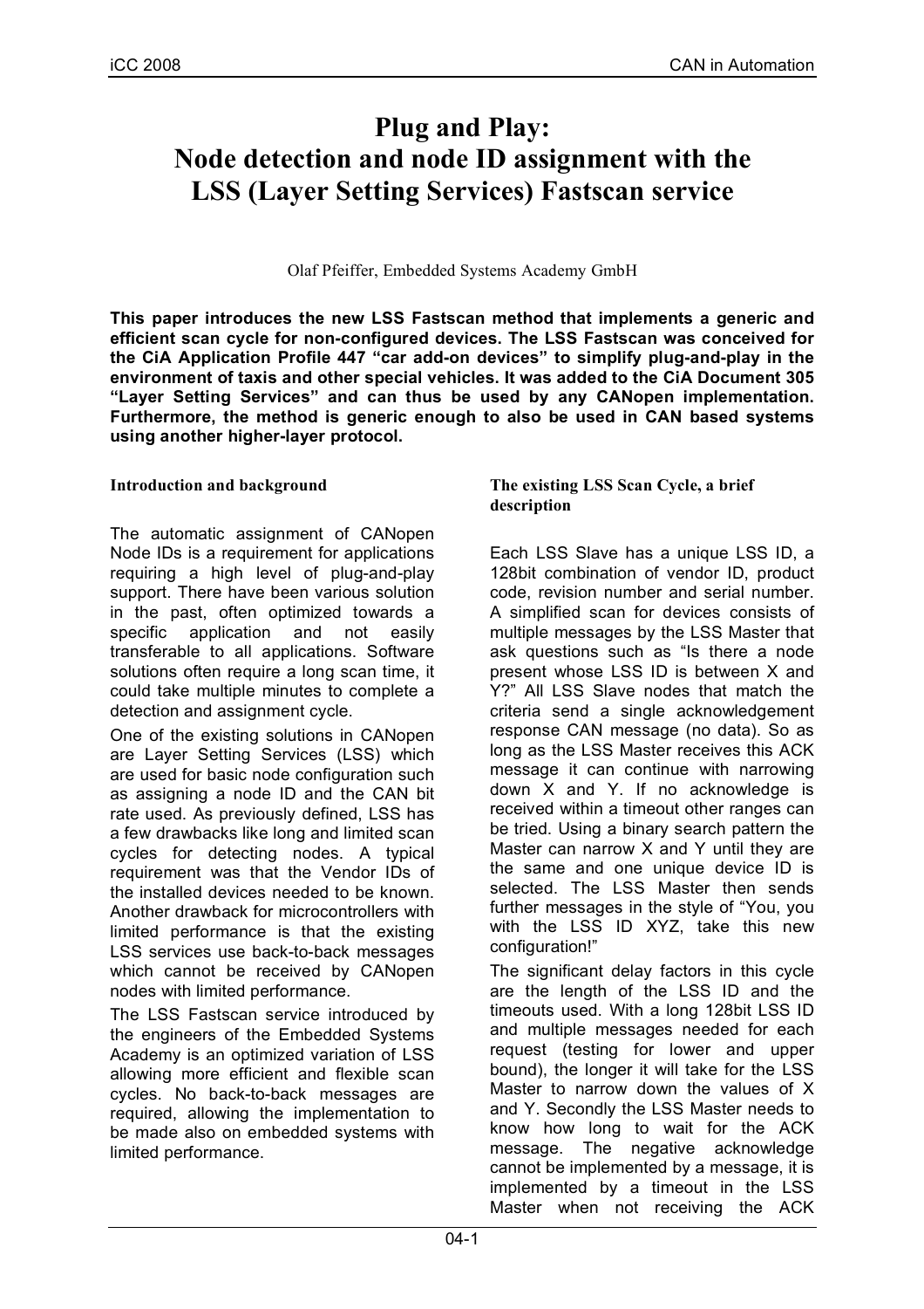# Plug and Play: Node detection and node ID assignment with the LSS (Layer Setting Services) Fastscan service

Olaf Pfeiffer, Embedded Systems Academy GmbH

**This paper introduces the new LSS Fastscan method that implements a generic and efficient scan cycle for non-configured devices. The LSS Fastscan was conceived for the CiA Application Profile 447 "car add-on devices" to simplify plug-and-play in the environment of taxis and other special vehicles. It was added to the CiA Document 305 "Layer Setting Services" and can thus be used by any CANopen implementation. Furthermore, the method is generic enough to also be used in CAN based systems using another higher-layer protocol.**

## Introduction and background

The automatic assignment of CANopen Node IDs is a requirement for applications requiring a high level of plug-and-play support. There have been various solution in the past, often optimized towards a specific application and not easily transferable to all applications. Software solutions often require a long scan time, it could take multiple minutes to complete a detection and assignment cycle.

One of the existing solutions in CANopen are Layer Setting Services (LSS) which are used for basic node configuration such as assigning a node ID and the CAN bit rate used. As previously defined, LSS has a few drawbacks like long and limited scan cycles for detecting nodes. A typical requirement was that the Vendor IDs of the installed devices needed to be known. Another drawback for microcontrollers with limited performance is that the existing LSS services use back-to-back messages which cannot be received by CANopen nodes with limited performance.

The LSS Fastscan service introduced by the engineers of the Embedded Systems Academy is an optimized variation of LSS allowing more efficient and flexible scan cycles. No back-to-back messages are required, allowing the implementation to be made also on embedded systems with limited performance.

## The existing LSS Scan Cycle, a brief description

Each LSS Slave has a unique LSS ID, a 128bit combination of vendor ID, product code, revision number and serial number. A simplified scan for devices consists of multiple messages by the LSS Master that ask questions such as "Is there a node present whose LSS ID is between X and Y?" All LSS Slave nodes that match the criteria send a single acknowledgement response CAN message (no data). So as long as the LSS Master receives this ACK message it can continue with narrowing down X and Y. If no acknowledge is received within a timeout other ranges can be tried. Using a binary search pattern the Master can narrow X and Y until they are the same and one unique device ID is selected. The LSS Master then sends further messages in the style of "You, you with the LSS ID XYZ, take this new configuration!"

The significant delay factors in this cycle are the length of the LSS ID and the timeouts used. With a long 128bit LSS ID and multiple messages needed for each request (testing for lower and upper bound), the longer it will take for the LSS Master to narrow down the values of X and Y. Secondly the LSS Master needs to know how long to wait for the ACK message. The negative acknowledge cannot be implemented by a message, it is implemented by a timeout in the LSS Master when not receiving the ACK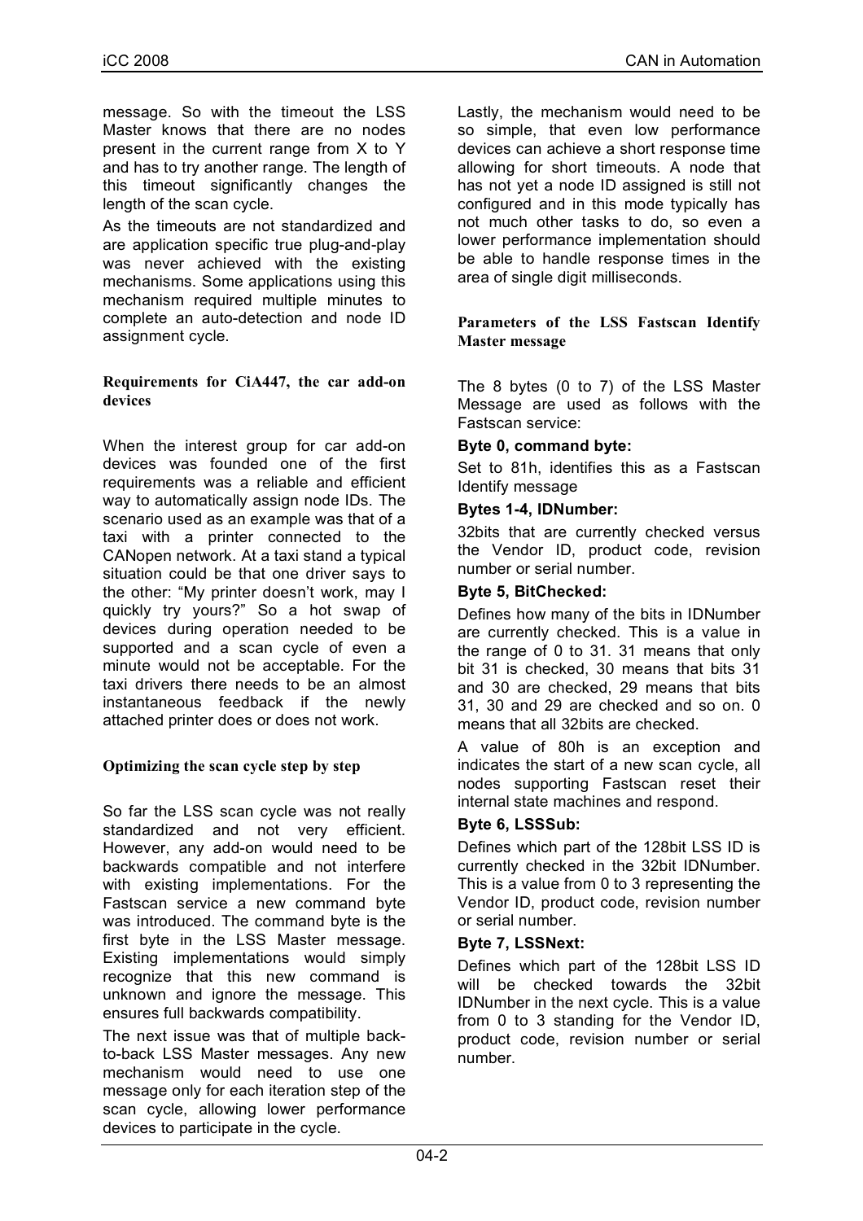message. So with the timeout the LSS Master knows that there are no nodes present in the current range from X to Y and has to try another range. The length of this timeout significantly changes the length of the scan cycle.

As the timeouts are not standardized and are application specific true plug-and-play was never achieved with the existing mechanisms. Some applications using this mechanism required multiple minutes to complete an auto-detection and node ID assignment cycle.

### Requirements for CiA447, the car add-on devices

When the interest group for car add-on devices was founded one of the first requirements was a reliable and efficient way to automatically assign node IDs. The scenario used as an example was that of a taxi with a printer connected to the CANopen network. At a taxi stand a typical situation could be that one driver says to the other: "My printer doesn't work, may I quickly try yours?" So a hot swap of devices during operation needed to be supported and a scan cycle of even a minute would not be acceptable. For the taxi drivers there needs to be an almost instantaneous feedback if the newly attached printer does or does not work.

### Optimizing the scan cycle step by step

So far the LSS scan cycle was not really standardized and not very efficient. However, any add-on would need to be backwards compatible and not interfere with existing implementations. For the Fastscan service a new command byte was introduced. The command byte is the first byte in the LSS Master message. Existing implementations would simply recognize that this new command is unknown and ignore the message. This ensures full backwards compatibility.

The next issue was that of multiple back-to-back LSS Master messages. Any new mechanism would need to use one message only for each iteration step of the scan cycle, allowing lower performance devices to participate in the cycle.

Lastly, the mechanism would need to be so simple, that even low performance devices can achieve a short response time allowing for short timeouts. A node that has not yet a node ID assigned is still not configured and in this mode typically has not much other tasks to do, so even a lower performance implementation should be able to handle response times in the area of single digit milliseconds.

### Parameters of the LSS Fastscan Identify Master message

The 8 bytes (0 to 7) of the LSS Master Message are used as follows with the Fastscan service:

**Byte 0, command byte:**

Set to 81h, identifies this as a Fastscan Identify message

**Bytes 1-4, IDNumber:**

32bits that are currently checked versus the Vendor ID, product code, revision number or serial number.

**Byte 5, BitChecked:**

Defines how many of the bits in IDNumber are currently checked. This is a value in the range of 0 to 31. 31 means that only bit 31 is checked, 30 means that bits 31 and 30 are checked, 29 means that bits 31, 30 and 29 are checked and so on. 0 means that all 32bits are checked.

A value of 80h is an exception and indicates the start of a new scan cycle, all nodes supporting Fastscan reset their internal state machines and respond.

**Byte 6, LSSSub:**

Defines which part of the 128bit LSS ID is currently checked in the 32bit IDNumber. This is a value from 0 to 3 representing the Vendor ID, product code, revision number or serial number.

**Byte 7, LSSNext:**

Defines which part of the 128bit LSS ID will be checked towards the 32bit IDNumber in the next cycle. This is a value from 0 to 3 standing for the Vendor ID, product code, revision number or serial number.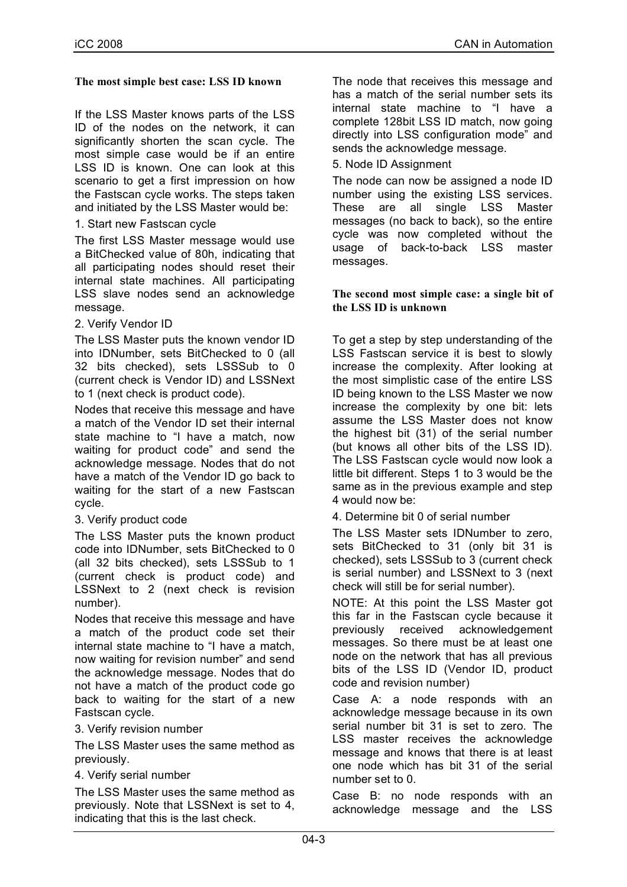### The most simple best case: LSS ID known

If the LSS Master knows parts of the LSS ID of the nodes on the network, it can significantly shorten the scan cycle. The most simple case would be if an entire LSS ID is known. One can look at this scenario to get a first impression on how the Fastscan cycle works. The steps taken and initiated by the LSS Master would be:

1. Start new Fastscan cycle

The first LSS Master message would use a BitChecked value of 80h, indicating that all participating nodes should reset their internal state machines. All participating LSS slave nodes send an acknowledge message.

2. Verify Vendor ID

The LSS Master puts the known vendor ID into IDNumber, sets BitChecked to 0 (all 32 bits checked), sets LSSSub to 0 (current check is Vendor ID) and LSSNext to 1 (next check is product code).

Nodes that receive this message and have a match of the Vendor ID set their internal state machine to "I have a match, now waiting for product code" and send the acknowledge message. Nodes that do not have a match of the Vendor ID go back to waiting for the start of a new Fastscan cycle.

3. Verify product code

The LSS Master puts the known product code into IDNumber, sets BitChecked to 0 (all 32 bits checked), sets LSSSub to 1 (current check is product code) and LSSNext to 2 (next check is revision number).

Nodes that receive this message and have a match of the product code set their internal state machine to "I have a match, now waiting for revision number" and send the acknowledge message. Nodes that do not have a match of the product code go back to waiting for the start of a new Fastscan cycle.

3. Verify revision number

The LSS Master uses the same method as previously.

4. Verify serial number

The LSS Master uses the same method as previously. Note that LSSNext is set to 4, indicating that this is the last check.

The node that receives this message and has a match of the serial number sets its internal state machine to "I have a complete 128bit LSS ID match, now going directly into LSS configuration mode" and sends the acknowledge message.

5. Node ID Assignment

The node can now be assigned a node ID number using the existing LSS services. These are all single LSS Master messages (no back to back), so the entire cycle was now completed without the usage of back-to-back LSS master messages.

### The second most simple case: a single bit of the LSS ID is unknown

To get a step by step understanding of the LSS Fastscan service it is best to slowly increase the complexity. After looking at the most simplistic case of the entire LSS ID being known to the LSS Master we now increase the complexity by one bit: lets assume the LSS Master does not know the highest bit (31) of the serial number (but knows all other bits of the LSS ID). The LSS Fastscan cycle would now look a little bit different. Steps 1 to 3 would be the same as in the previous example and step 4 would now be:

4. Determine bit 0 of serial number

The LSS Master sets IDNumber to zero, sets BitChecked to 31 (only bit 31 is checked), sets LSSSub to 3 (current check is serial number) and LSSNext to 3 (next check will still be for serial number).

NOTE: At this point the LSS Master got this far in the Fastscan cycle because it previously received acknowledgement messages. So there must be at least one node on the network that has all previous bits of the LSS ID (Vendor ID, product code and revision number)

Case A: a node responds with an acknowledge message because in its own serial number bit 31 is set to zero. The LSS master receives the acknowledge message and knows that there is at least one node which has bit 31 of the serial number set to 0.

Case B: no node responds with an acknowledge message and the LSS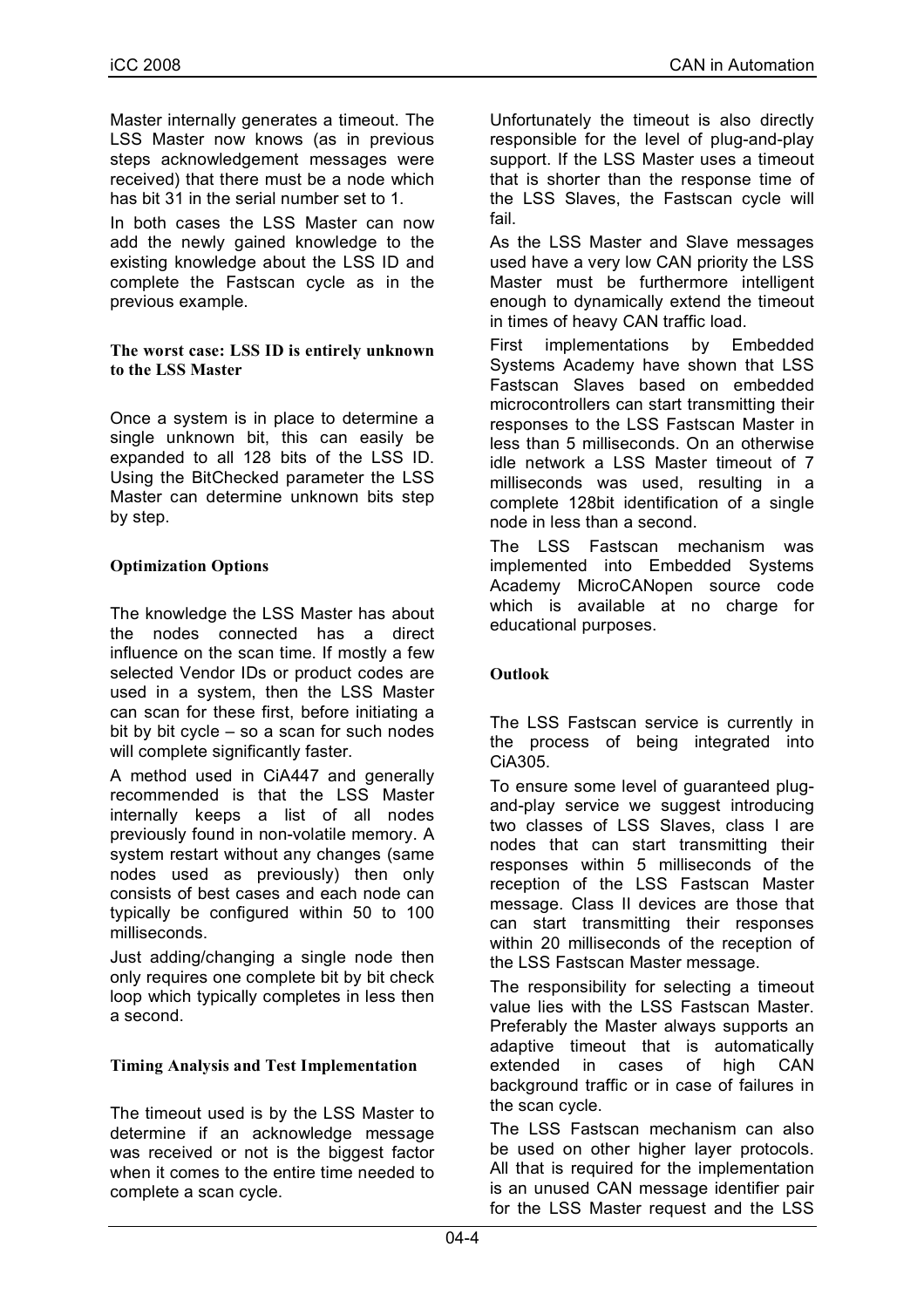Master internally generates a timeout. The LSS Master now knows (as in previous steps acknowledgement messages were received) that there must be a node which has bit 31 in the serial number set to 1.

In both cases the LSS Master can now add the newly gained knowledge to the existing knowledge about the LSS ID and complete the Fastscan cycle as in the previous example.

### The worst case: LSS ID is entirely unknown to the LSS Master

Once a system is in place to determine a single unknown bit, this can easily be expanded to all 128 bits of the LSS ID. Using the BitChecked parameter the LSS Master can determine unknown bits step by step.

## Optimization Options

The knowledge the LSS Master has about the nodes connected has a direct influence on the scan time. If mostly a few selected Vendor IDs or product codes are used in a system, then the LSS Master can scan for these first, before initiating a bit by bit cycle – so a scan for such nodes will complete significantly faster.

A method used in CiA447 and generally recommended is that the LSS Master internally keeps a list of all nodes previously found in non-volatile memory. A system restart without any changes (same nodes used as previously) then only consists of best cases and each node can typically be configured within 50 to 100 milliseconds.

Just adding/changing a single node then only requires one complete bit by bit check loop which typically completes in less then a second.

## Timing Analysis and Test Implementation

The timeout used is by the LSS Master to determine if an acknowledge message was received or not is the biggest factor when it comes to the entire time needed to complete a scan cycle.

Unfortunately the timeout is also directly responsible for the level of plug-and-play support. If the LSS Master uses a timeout that is shorter than the response time of the LSS Slaves, the Fastscan cycle will fail.

As the LSS Master and Slave messages used have a very low CAN priority the LSS Master must be furthermore intelligent enough to dynamically extend the timeout in times of heavy CAN traffic load.

First implementations by Embedded Systems Academy have shown that LSS Fastscan Slaves based on embedded microcontrollers can start transmitting their responses to the LSS Fastscan Master in less than 5 milliseconds. On an otherwise idle network a LSS Master timeout of 7 milliseconds was used, resulting in a complete 128bit identification of a single node in less than a second.

The LSS Fastscan mechanism was implemented into Embedded Systems Academy MicroCANopen source code which is available at no charge for educational purposes.

## Outlook

The LSS Fastscan service is currently in the process of being integrated into CiA305.

To ensure some level of guaranteed plug-and-play service we suggest introducing two classes of LSS Slaves, class I are nodes that can start transmitting their responses within 5 milliseconds of the reception of the LSS Fastscan Master message. Class II devices are those that can start transmitting their responses within 20 milliseconds of the reception of the LSS Fastscan Master message.

The responsibility for selecting a timeout value lies with the LSS Fastscan Master. Preferably the Master always supports an adaptive timeout that is automatically extended in cases of high CAN background traffic or in case of failures in the scan cycle.

The LSS Fastscan mechanism can also be used on other higher layer protocols. All that is required for the implementation is an unused CAN message identifier pair for the LSS Master request and the LSS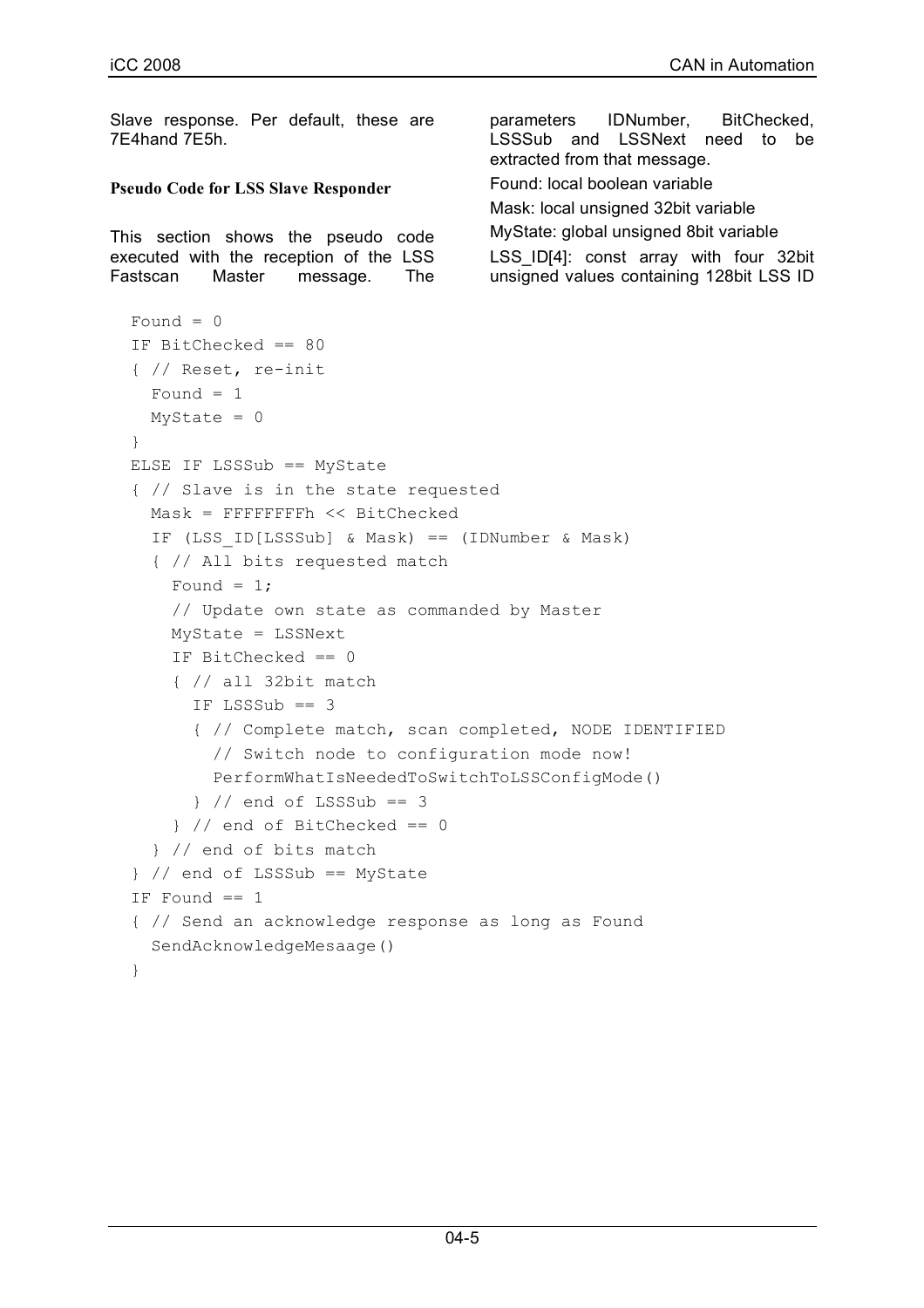Slave response. Per default, these are 7E4hand 7E5h.

**Pseudo Code for LSS Slave Responder**

This section shows the pseudo code executed with the reception of the LSS Fastscan Master message. The parameters IDNumber, BitChecked, LSSSub and LSSNext need to be extracted from that message.

Found: local boolean variable

Mask: local unsigned 32bit variable

MyState: global unsigned 8bit variable

LSS_ID[4]: const array with four 32bit unsigned values containing 128bit LSS ID

```
Found = 0
IF BitChecked == 80
{ // Reset, re-init
  Found = 1
  MyState = 0
}
ELSE IF LSSSub == MyState
{ // Slave is in the state requested
  Mask = FFFFFFFFh << BitChecked
  IF (LSS_ID[LSSSub] & Mask) == (IDNumber & Mask)
  { // All bits requested match
    Found = 1;
    // Update own state as commanded by Master
    MyState = LSSNext
    IF BitChecked == 0
    { // all 32bit match
      IF LSSSub == 3
      { // Complete match, scan completed, NODE IDENTIFIED
        // Switch node to configuration mode now!
        PerformWhatIsNeededToSwitchToLSSConfigMode()
      } // end of LSSSub == 3
    } // end of BitChecked == 0
  } // end of bits match
} // end of LSSSub == MyState
IF Found == 1
{ // Send an acknowledge response as long as Found
  SendAcknowledgeMesaage()
}
```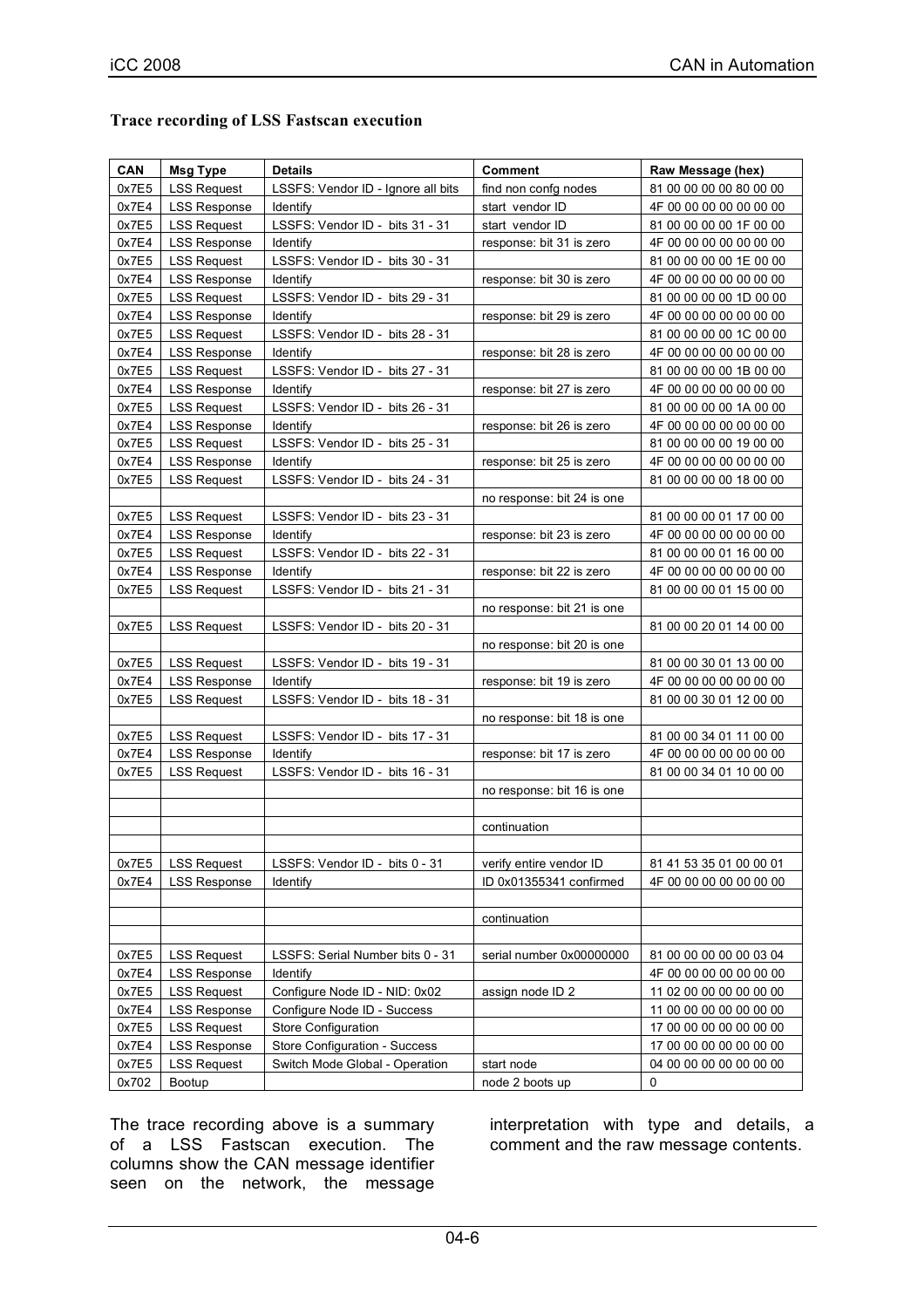**Trace recording of LSS Fastscan execution**

| CAN | Msg Type | Details | Comment | Raw Message (hex) |
|---|---|---|---|---|
| 0x7E5 | LSS Request | LSSFS: Vendor ID - Ignore all bits | find non confg nodes | 81 00 00 00 00 80 00 00 |
| 0x7E4 | LSS Response | Identify | start vendor ID | 4F 00 00 00 00 00 00 00 |
| 0x7E5 | LSS Request | LSSFS: Vendor ID - bits 31 - 31 | start vendor ID | 81 00 00 00 00 1F 00 00 |
| 0x7E4 | LSS Response | Identify | response: bit 31 is zero | 4F 00 00 00 00 00 00 00 |
| 0x7E5 | LSS Request | LSSFS: Vendor ID - bits 30 - 31 | | 81 00 00 00 00 1E 00 00 |
| 0x7E4 | LSS Response | Identify | response: bit 30 is zero | 4F 00 00 00 00 00 00 00 |
| 0x7E5 | LSS Request | LSSFS: Vendor ID - bits 29 - 31 | | 81 00 00 00 00 1D 00 00 |
| 0x7E4 | LSS Response | Identify | response: bit 29 is zero | 4F 00 00 00 00 00 00 00 |
| 0x7E5 | LSS Request | LSSFS: Vendor ID - bits 28 - 31 | | 81 00 00 00 00 1C 00 00 |
| 0x7E4 | LSS Response | Identify | response: bit 28 is zero | 4F 00 00 00 00 00 00 00 |
| 0x7E5 | LSS Request | LSSFS: Vendor ID - bits 27 - 31 | | 81 00 00 00 00 1B 00 00 |
| 0x7E4 | LSS Response | Identify | response: bit 27 is zero | 4F 00 00 00 00 00 00 00 |
| 0x7E5 | LSS Request | LSSFS: Vendor ID - bits 26 - 31 | | 81 00 00 00 00 1A 00 00 |
| 0x7E4 | LSS Response | Identify | response: bit 26 is zero | 4F 00 00 00 00 00 00 00 |
| 0x7E5 | LSS Request | LSSFS: Vendor ID - bits 25 - 31 | | 81 00 00 00 00 19 00 00 |
| 0x7E4 | LSS Response | Identify | response: bit 25 is zero | 4F 00 00 00 00 00 00 00 |
| 0x7E5 | LSS Request | LSSFS: Vendor ID - bits 24 - 31 | | 81 00 00 00 00 18 00 00 |
| | | | no response: bit 24 is one | |
| 0x7E5 | LSS Request | LSSFS: Vendor ID - bits 23 - 31 | | 81 00 00 00 01 17 00 00 |
| 0x7E4 | LSS Response | Identify | response: bit 23 is zero | 4F 00 00 00 00 00 00 00 |
| 0x7E5 | LSS Request | LSSFS: Vendor ID - bits 22 - 31 | | 81 00 00 00 01 16 00 00 |
| 0x7E4 | LSS Response | Identify | response: bit 22 is zero | 4F 00 00 00 00 00 00 00 |
| 0x7E5 | LSS Request | LSSFS: Vendor ID - bits 21 - 31 | | 81 00 00 00 01 15 00 00 |
| | | | no response: bit 21 is one | |
| 0x7E5 | LSS Request | LSSFS: Vendor ID - bits 20 - 31 | | 81 00 00 20 01 14 00 00 |
| | | | no response: bit 20 is one | |
| 0x7E5 | LSS Request | LSSFS: Vendor ID - bits 19 - 31 | | 81 00 00 30 01 13 00 00 |
| 0x7E4 | LSS Response | Identify | response: bit 19 is zero | 4F 00 00 00 00 00 00 00 |
| 0x7E5 | LSS Request | LSSFS: Vendor ID - bits 18 - 31 | | 81 00 00 30 01 12 00 00 |
| | | | no response: bit 18 is one | |
| 0x7E5 | LSS Request | LSSFS: Vendor ID - bits 17 - 31 | | 81 00 00 34 01 11 00 00 |
| 0x7E4 | LSS Response | Identify | response: bit 17 is zero | 4F 00 00 00 00 00 00 00 |
| 0x7E5 | LSS Request | LSSFS: Vendor ID - bits 16 - 31 | | 81 00 00 34 01 10 00 00 |
| | | | no response: bit 16 is one | |
| | | | | |
| | | | continuation | |
| | | | | |
| 0x7E5 | LSS Request | LSSFS: Vendor ID - bits 0 - 31 | verify entire vendor ID | 81 41 53 35 01 00 00 01 |
| 0x7E4 | LSS Response | Identify | ID 0x01355341 confirmed | 4F 00 00 00 00 00 00 00 |
| | | | | |
| | | | continuation | |
| | | | | |
| 0x7E5 | LSS Request | LSSFS: Serial Number bits 0 - 31 | serial number 0x00000000 | 81 00 00 00 00 00 03 04 |
| 0x7E4 | LSS Response | Identify | | 4F 00 00 00 00 00 00 00 |
| 0x7E5 | LSS Request | Configure Node ID - NID: 0x02 | assign node ID 2 | 11 02 00 00 00 00 00 00 |
| 0x7E4 | LSS Response | Configure Node ID - Success | | 11 00 00 00 00 00 00 00 |
| 0x7E5 | LSS Request | Store Configuration | | 17 00 00 00 00 00 00 00 |
| 0x7E4 | LSS Response | Store Configuration - Success | | 17 00 00 00 00 00 00 00 |
| 0x7E5 | LSS Request | Switch Mode Global - Operation | start node | 04 00 00 00 00 00 00 00 |
| 0x702 | Bootup | | node 2 boots up | 0 |

The trace recording above is a summary of a LSS Fastscan execution. The columns show the CAN message identifier seen on the network, the message interpretation with type and details, a comment and the raw message contents.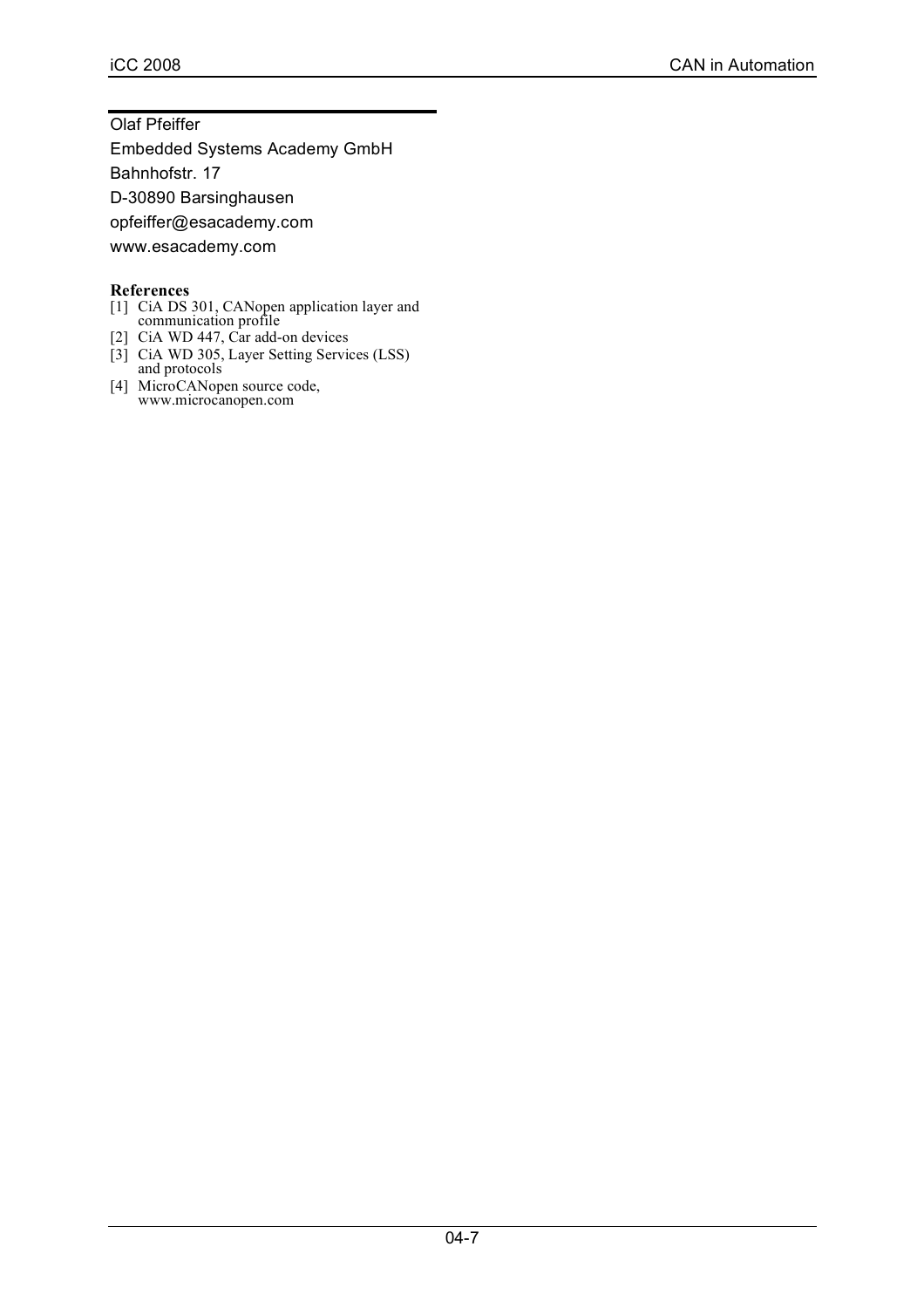Olaf Pfeiffer

Embedded Systems Academy GmbH

Bahnhofstr. 17

D-30890 Barsinghausen

opfeiffer@esacademy.com

www.esacademy.com

**References**

[1] CiA DS 301, CANopen application layer and communication profile

[2] CiA WD 447, Car add-on devices

[3] CiA WD 305, Layer Setting Services (LSS) and protocols

[4] MicroCANopen source code, www.microcanopen.com